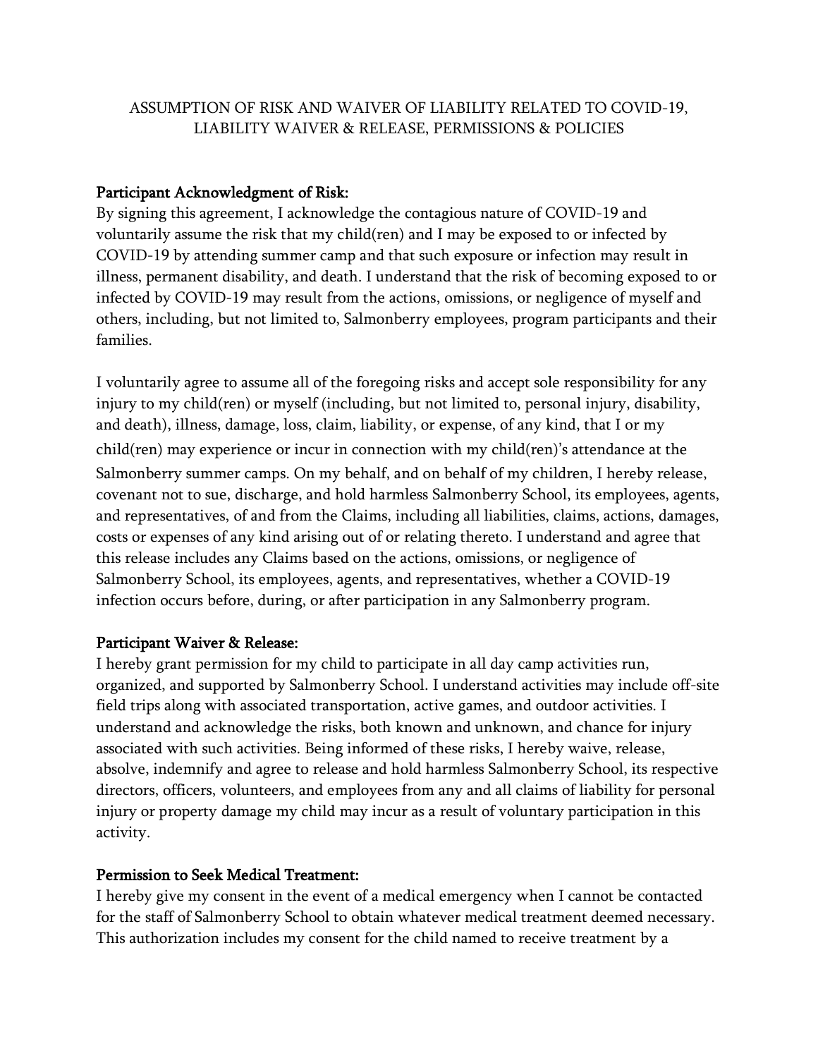# ASSUMPTION OF RISK AND WAIVER OF LIABILITY RELATED TO COVID-19, LIABILITY WAIVER & RELEASE, PERMISSIONS & POLICIES

## Participant Acknowledgment of Risk:

By signing this agreement, I acknowledge the contagious nature of COVID-19 and voluntarily assume the risk that my child(ren) and I may be exposed to or infected by COVID-19 by attending summer camp and that such exposure or infection may result in illness, permanent disability, and death. I understand that the risk of becoming exposed to or infected by COVID-19 may result from the actions, omissions, or negligence of myself and others, including, but not limited to, Salmonberry employees, program participants and their families.

I voluntarily agree to assume all of the foregoing risks and accept sole responsibility for any injury to my child(ren) or myself (including, but not limited to, personal injury, disability, and death), illness, damage, loss, claim, liability, or expense, of any kind, that I or my child(ren) may experience or incur in connection with my child(ren)'s attendance at the Salmonberry summer camps. On my behalf, and on behalf of my children, I hereby release, covenant not to sue, discharge, and hold harmless Salmonberry School, its employees, agents, and representatives, of and from the Claims, including all liabilities, claims, actions, damages, costs or expenses of any kind arising out of or relating thereto. I understand and agree that this release includes any Claims based on the actions, omissions, or negligence of Salmonberry School, its employees, agents, and representatives, whether a COVID-19 infection occurs before, during, or after participation in any Salmonberry program.

## Participant Waiver & Release:

I hereby grant permission for my child to participate in all day camp activities run, organized, and supported by Salmonberry School. I understand activities may include off-site field trips along with associated transportation, active games, and outdoor activities. I understand and acknowledge the risks, both known and unknown, and chance for injury associated with such activities. Being informed of these risks, I hereby waive, release, absolve, indemnify and agree to release and hold harmless Salmonberry School, its respective directors, officers, volunteers, and employees from any and all claims of liability for personal injury or property damage my child may incur as a result of voluntary participation in this activity.

## Permission to Seek Medical Treatment:

I hereby give my consent in the event of a medical emergency when I cannot be contacted for the staff of Salmonberry School to obtain whatever medical treatment deemed necessary. This authorization includes my consent for the child named to receive treatment by a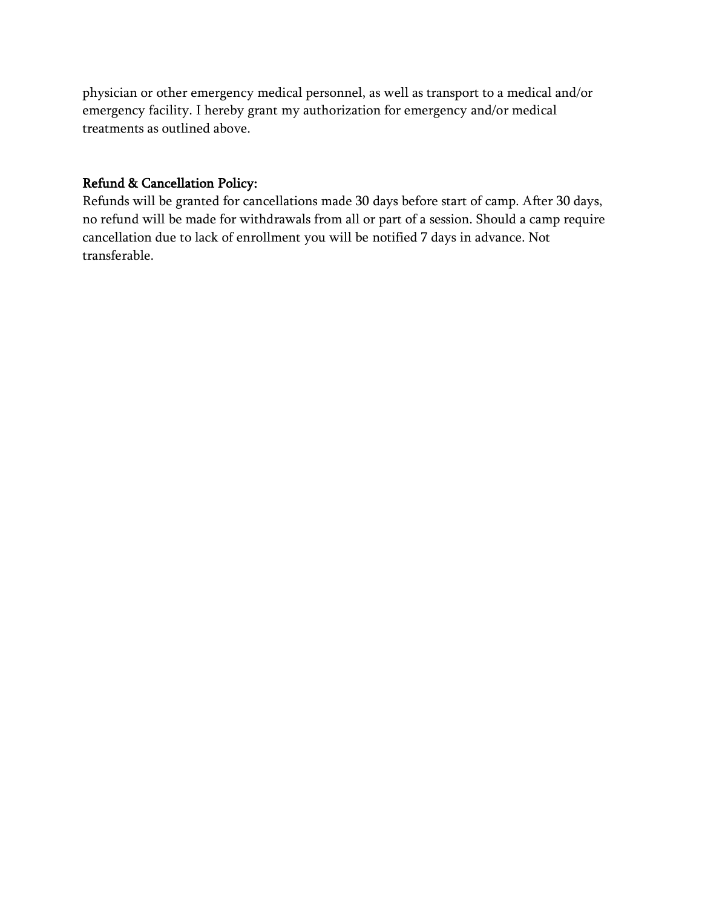physician or other emergency medical personnel, as well as transport to a medical and/or emergency facility. I hereby grant my authorization for emergency and/or medical treatments as outlined above.

**Refund & Cancellation Policy:**

Refunds will be granted for cancellations made 30 days before start of camp. After 30 days, no refund will be made for withdrawals from all or part of a session. Should a camp require cancellation due to lack of enrollment you will be notified 7 days in advance. Not transferable.